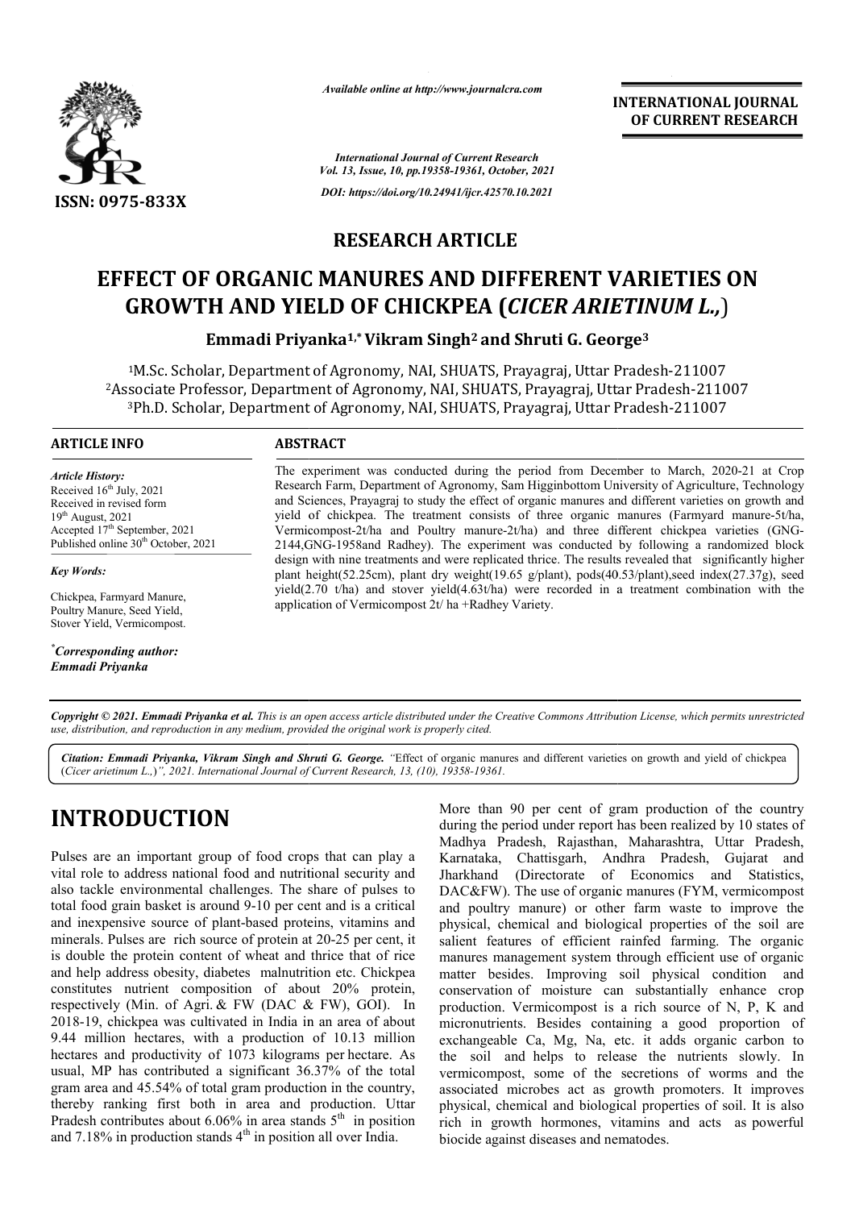*Available online at http://www.journalcra.com*

*International Journal of Current Research*
*Vol. 13, Issue, 10, pp.19358-19361, October, 2021*

*DOI: https://doi.org/10.24941/ijcr.42570.10.2021*

**INTERNATIONAL JOURNAL OF CURRENT RESEARCH**

ISSN: 0975-833X

## RESEARCH ARTICLE

# EFFECT OF ORGANIC MANURES AND DIFFERENT VARIETIES ON GROWTH AND YIELD OF CHICKPEA (*CICER ARIETINUM L.,*)

**Emmadi Priyanka[1,*] Vikram Singh[2] and Shruti G. George[3]**

[1]M.Sc. Scholar, Department of Agronomy, NAI, SHUATS, Prayagraj, Uttar Pradesh-211007
[2]Associate Professor, Department of Agronomy, NAI, SHUATS, Prayagraj, Uttar Pradesh-211007
[3]Ph.D. Scholar, Department of Agronomy, NAI, SHUATS, Prayagraj, Uttar Pradesh-211007

### ARTICLE INFO

*Article History:*
Received 16th July, 2021
Received in revised form
19th August, 2021
Accepted 17th September, 2021
Published online 30th October, 2021

*Key Words:*

Chickpea, Farmyard Manure, Poultry Manure, Seed Yield, Stover Yield, Vermicompost.

*\*Corresponding author:*
*Emmadi Priyanka*

### ABSTRACT

The experiment was conducted during the period from December to March, 2020-21 at Crop Research Farm, Department of Agronomy, Sam Higginbottom University of Agriculture, Technology and Sciences, Prayagraj to study the effect of organic manures and different varieties on growth and yield of chickpea. The treatment consists of three organic manures (Farmyard manure-5t/ha, Vermicompost-2t/ha and Poultry manure-2t/ha) and three different chickpea varieties (GNG-2144,GNG-1958and Radhey). The experiment was conducted by following a randomized block design with nine treatments and were replicated thrice. The results revealed that significantly higher plant height(52.25cm), plant dry weight(19.65 g/plant), pods(40.53/plant),seed index(27.37g), seed yield(2.70 t/ha) and stover yield(4.63t/ha) were recorded in a treatment combination with the application of Vermicompost 2t/ ha +Radhey Variety.

*Copyright © 2021. Emmadi Priyanka et al. This is an open access article distributed under the Creative Commons Attribution License, which permits unrestricted use, distribution, and reproduction in any medium, provided the original work is properly cited.*

*Citation: Emmadi Priyanka, Vikram Singh and Shruti G. George. "Effect of organic manures and different varieties on growth and yield of chickpea (Cicer arietinum L.,)", 2021. International Journal of Current Research, 13, (10), 19358-19361.*

# INTRODUCTION

Pulses are an important group of food crops that can play a vital role to address national food and nutritional security and also tackle environmental challenges. The share of pulses to total food grain basket is around 9-10 per cent and is a critical and inexpensive source of plant-based proteins, vitamins and minerals. Pulses are rich source of protein at 20-25 per cent, it is double the protein content of wheat and thrice that of rice and help address obesity, diabetes malnutrition etc. Chickpea constitutes nutrient composition of about 20% protein, respectively (Min. of Agri. & FW (DAC & FW), GOI). In 2018-19, chickpea was cultivated in India in an area of about 9.44 million hectares, with a production of 10.13 million hectares and productivity of 1073 kilograms per hectare. As usual, MP has contributed a significant 36.37% of the total gram area and 45.54% of total gram production in the country, thereby ranking first both in area and production. Uttar Pradesh contributes about 6.06% in area stands 5th in position and 7.18% in production stands 4th in position all over India.

More than 90 per cent of gram production of the country during the period under report has been realized by 10 states of Madhya Pradesh, Rajasthan, Maharashtra, Uttar Pradesh, Karnataka, Chattisgarh, Andhra Pradesh, Gujarat and Jharkhand (Directorate of Economics and Statistics, DAC&FW). The use of organic manures (FYM, vermicompost and poultry manure) or other farm waste to improve the physical, chemical and biological properties of the soil are salient features of efficient rainfed farming. The organic manures management system through efficient use of organic matter besides. Improving soil physical condition and conservation of moisture can substantially enhance crop production. Vermicompost is a rich source of N, P, K and micronutrients. Besides containing a good proportion of exchangeable Ca, Mg, Na, etc. it adds organic carbon to the soil and helps to release the nutrients slowly. In vermicompost, some of the secretions of worms and the associated microbes act as growth promoters. It improves physical, chemical and biological properties of soil. It is also rich in growth hormones, vitamins and acts as powerful biocide against diseases and nematodes.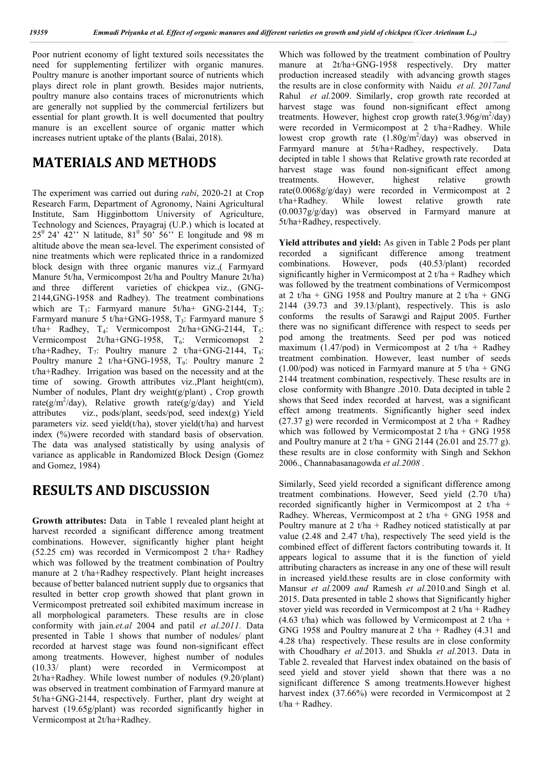Poor nutrient economy of light textured soils necessitates the need for supplementing fertilizer with organic manures. Poultry manure is another important source of nutrients which plays direct role in plant growth. Besides major nutrients, poultry manure also contains traces of micronutrients which are generally not supplied by the commercial fertilizers but essential for plant growth. It is well documented that poultry manure is an excellent source of organic matter which increases nutrient uptake of the plants (Balai, 2018).

# MATERIALS AND METHODS

The experiment was carried out during *rabi*, 2020-21 at Crop Research Farm, Department of Agronomy, Naini Agricultural Institute, Sam Higginbottom University of Agriculture, Technology and Sciences, Prayagraj (U.P.) which is located at $25^0$ 24' 42'' N latitude, $81^0$ 50' 56'' E longitude and 98 m altitude above the mean sea-level. The experiment consisted of nine treatments which were replicated thrice in a randomized block design with three organic manures viz.,( Farmyard Manure 5t/ha, Vermicompost 2t/ha and Poultry Manure 2t/ha) and three different varieties of chickpea viz., (GNG-2144,GNG-1958 and Radhey). The treatment combinations which are $T_1$: Farmyard manure 5t/ha+ GNG-2144, $T_2$: Farmyard manure 5 t/ha+GNG-1958, $T_3$: Farmyard manure 5 t/ha+ Radhey, $T_4$: Vermicompost 2t/ha+GNG-2144, $T_5$: Vermicompost 2t/ha+GNG-1958, $T_6$: Vermicomopst 2 t/ha+Radhey, $T_7$: Poultry manure 2 t/ha+GNG-2144, $T_8$: Poultry manure 2 t/ha+GNG-1958, $T_9$: Poultry manure 2 t/ha+Radhey. Irrigation was based on the necessity and at the time of sowing. Growth attributes viz.,Plant height(cm), Number of nodules, Plant dry weight(g/plant) , Crop growth rate($g/m^2$/day), Relative growth rate(g/g/day) and Yield attributes viz., pods/plant, seeds/pod, seed index(g) Yield parameters viz. seed yield(t/ha), stover yield(t/ha) and harvest index (%)were recorded with standard basis of observation. The data was analysed statistically by using analysis of variance as applicable in Randomized Block Design (Gomez and Gomez, 1984)

# RESULTS AND DISCUSSION

**Growth attributes:** Data in Table 1 revealed plant height at harvest recorded a significant difference among treatment combinations. However, significantly higher plant height (52.25 cm) was recorded in Vermicompost 2 t/ha+ Radhey which was followed by the treatment combination of Poultry manure at 2 t/ha+Radhey respectively. Plant height increases because of better balanced nutrient supply due to orgsanics that resulted in better crop growth showed that plant grown in Vermicompost pretreated soil exhibited maximum increase in all morphological parameters. These results are in close conformity with jain*.et.al* 2004 and patil *et al.2011.* Data presented in Table 1 shows that number of nodules/ plant recorded at harvest stage was found non-significant effect among treatments. However, highest number of nodules (10.33/ plant) were recorded in Vermicompost at 2t/ha+Radhey. While lowest number of nodules (9.20/plant) was observed in treatment combination of Farmyard manure at 5t/ha+GNG-2144, respectively. Further, plant dry weight at harvest (19.65g/plant) was recorded significantly higher in Vermicompost at 2t/ha+Radhey. Which was followed by the treatment combination of Poultry manure at 2t/ha+GNG-1958 respectively. Dry matter production increased steadily with advancing growth stages the results are in close conformity with Naidu *et al. 2017and* Rahul *et al.*2009. Similarly, crop growth rate recorded at harvest stage was found non-significant effect among treatments. However, highest crop growth rate(3.96$g/m^2$/day) were recorded in Vermicompost at 2 t/ha+Radhey. While lowest crop growth rate (1.80$g/m^2$/day) was observed in Farmyard manure at 5t/ha+Radhey, respectively. Data decipted in table 1 shows that Relative growth rate recorded at harvest stage was found non-significant effect among treatments. However, highest relative growth rate(0.0068g/g/day) were recorded in Vermicompost at 2 t/ha+Radhey. While lowest relative growth rate (0.0037g/g/day) was observed in Farmyard manure at 5t/ha+Radhey, respectively.

**Yield attributes and yield:** As given in Table 2 Pods per plant recorded a significant difference among treatment combinations. However, pods (40.53/plant) recorded significantly higher in Vermicompost at 2 t/ha + Radhey which was followed by the treatment combinations of Vermicompost at 2 t/ha + GNG 1958 and Poultry manure at 2 t/ha + GNG 2144 (39.73 and 39.13/plant), respectively. This is aslo conforms the results of Sarawgi and Rajput 2005. Further there was no significant difference with respect to seeds per pod among the treatments. Seed per pod was noticed maximum (1.47/pod) in Vermicompost at 2 t/ha + Radhey treatment combination. However, least number of seeds (1.00/pod) was noticed in Farmyard manure at 5 t/ha + GNG 2144 treatment combination, respectively. These results are in close conformity with Bhangre .2010. Data decipted in table 2 shows that Seed index recorded at harvest, was a significant effect among treatments. Significantly higher seed index (27.37 g) were recorded in Vermicompost at 2 t/ha + Radhey which was followed by Vermicompostat 2 t/ha + GNG 1958 and Poultry manure at 2 t/ha + GNG 2144 (26.01 and 25.77 g). these results are in close conformity with Singh and Sekhon 2006., Channabasanagowda *et al.2008 .*

Similarly, Seed yield recorded a significant difference among treatment combinations. However, Seed yield (2.70 t/ha) recorded significantly higher in Vermicompost at 2 t/ha + Radhey. Whereas, Vermicompost at 2 t/ha + GNG 1958 and Poultry manure at 2 t/ha + Radhey noticed statistically at par value (2.48 and 2.47 t/ha), respectively The seed yield is the combined effect of different factors contributing towards it. It appears logical to assume that it is the function of yield attributing characters as increase in any one of these will result in increased yield.these results are in close conformity with Mansur *et al.*2009 *and* Ramesh *et al.*2010.and Singh et al. 2015. Data presented in table 2 shows that Significantly higher stover yield was recorded in Vermicompost at 2 t/ha + Radhey (4.63 t/ha) which was followed by Vermicompost at 2 t/ha + GNG 1958 and Poultry manure at 2 t/ha + Radhey (4.31 and 4.28 t/ha) respectively. These results are in close conformity with Choudhary *et al.*2013. and Shukla *et al.*2013. Data in Table 2. revealed that Harvest index obatained on the basis of seed yield and stover yield shown that there was a no significant difference S among treatments.However highest harvest index (37.66%) were recorded in Vermicompost at 2 t/ha + Radhey.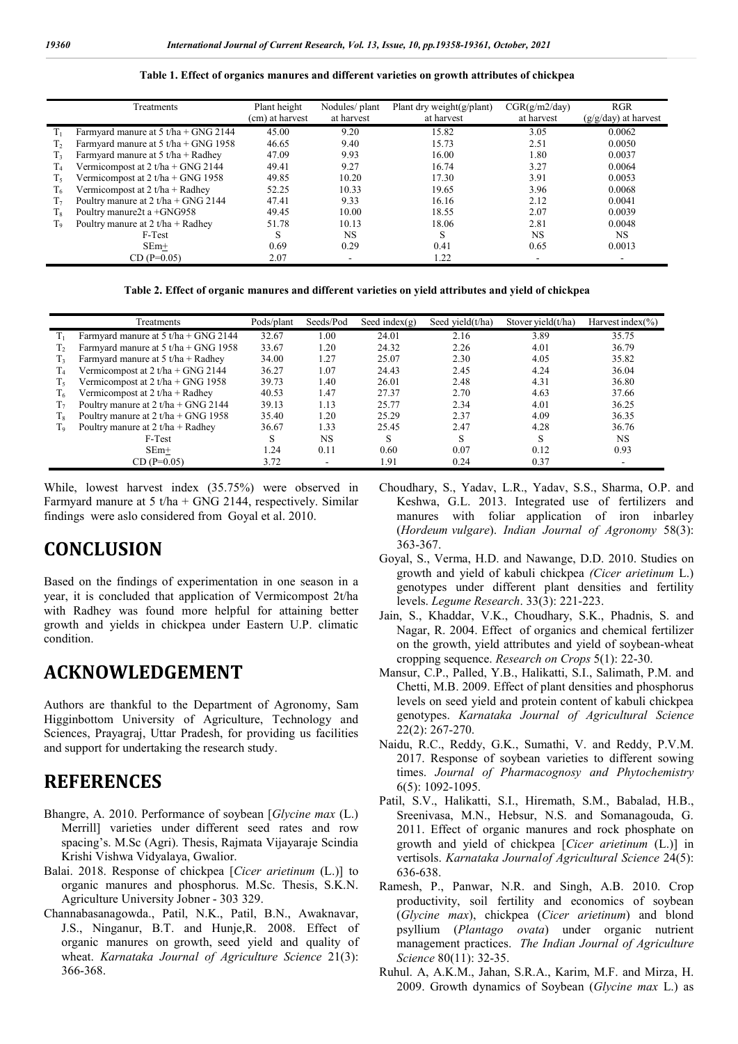**Table 1. Effect of organics manures and different varieties on growth attributes of chickpea**

| | Treatments | Plant height (cm) at harvest | Nodules/ plant at harvest | Plant dry weight(g/plant) at harvest | CGR(g/m2/day) at harvest | RGR (g/g/day) at harvest |
|---|---|---|---|---|---|---|
| $T_1$ | Farmyard manure at 5 t/ha + GNG 2144 | 45.00 | 9.20 | 15.82 | 3.05 | 0.0062 |
| $T_2$ | Farmyard manure at 5 t/ha + GNG 1958 | 46.65 | 9.40 | 15.73 | 2.51 | 0.0050 |
| $T_3$ | Farmyard manure at 5 t/ha + Radhey | 47.09 | 9.93 | 16.00 | 1.80 | 0.0037 |
| $T_4$ | Vermicompost at 2 t/ha + GNG 2144 | 49.41 | 9.27 | 16.74 | 3.27 | 0.0064 |
| $T_5$ | Vermicompost at 2 t/ha + GNG 1958 | 49.85 | 10.20 | 17.30 | 3.91 | 0.0053 |
| $T_6$ | Vermicompost at 2 t/ha + Radhey | 52.25 | 10.33 | 19.65 | 3.96 | 0.0068 |
| $T_7$ | Poultry manure at 2 t/ha + GNG 2144 | 47.41 | 9.33 | 16.16 | 2.12 | 0.0041 |
| $T_8$ | Poultry manure2t a +GNG958 | 49.45 | 10.00 | 18.55 | 2.07 | 0.0039 |
| $T_9$ | Poultry manure at 2 t/ha + Radhey | 51.78 | 10.13 | 18.06 | 2.81 | 0.0048 |
| | F-Test | S | NS | S | NS | NS |
| | SEm± | 0.69 | 0.29 | 0.41 | 0.65 | 0.0013 |
| | CD (P=0.05) | 2.07 | - | 1.22 | - | - |

**Table 2. Effect of organic manures and different varieties on yield attributes and yield of chickpea**

| | Treatments | Pods/plant | Seeds/Pod | Seed index(g) | Seed yield(t/ha) | Stover yield(t/ha) | Harvest index(%) |
|---|---|---|---|---|---|---|---|
| $T_1$ | Farmyard manure at 5 t/ha + GNG 2144 | 32.67 | 1.00 | 24.01 | 2.16 | 3.89 | 35.75 |
| $T_2$ | Farmyard manure at 5 t/ha + GNG 1958 | 33.67 | 1.20 | 24.32 | 2.26 | 4.01 | 36.79 |
| $T_3$ | Farmyard manure at 5 t/ha + Radhey | 34.00 | 1.27 | 25.07 | 2.30 | 4.05 | 35.82 |
| $T_4$ | Vermicompost at 2 t/ha + GNG 2144 | 36.27 | 1.07 | 24.43 | 2.45 | 4.24 | 36.04 |
| $T_5$ | Vermicompost at 2 t/ha + GNG 1958 | 39.73 | 1.40 | 26.01 | 2.48 | 4.31 | 36.80 |
| $T_6$ | Vermicompost at 2 t/ha + Radhey | 40.53 | 1.47 | 27.37 | 2.70 | 4.63 | 37.66 |
| $T_7$ | Poultry manure at 2 t/ha + GNG 2144 | 39.13 | 1.13 | 25.77 | 2.34 | 4.01 | 36.25 |
| $T_8$ | Poultry manure at 2 t/ha + GNG 1958 | 35.40 | 1.20 | 25.29 | 2.37 | 4.09 | 36.35 |
| $T_9$ | Poultry manure at 2 t/ha + Radhey | 36.67 | 1.33 | 25.45 | 2.47 | 4.28 | 36.76 |
| | F-Test | S | NS | S | S | S | NS |
| | SEm± | 1.24 | 0.11 | 0.60 | 0.07 | 0.12 | 0.93 |
| | CD (P=0.05) | 3.72 | - | 1.91 | 0.24 | 0.37 | - |

While, lowest harvest index (35.75%) were observed in Farmyard manure at 5 t/ha + GNG 2144, respectively. Similar findings were aslo considered from Goyal et al. 2010.

# CONCLUSION

Based on the findings of experimentation in one season in a year, it is concluded that application of Vermicompost 2t/ha with Radhey was found more helpful for attaining better growth and yields in chickpea under Eastern U.P. climatic condition.

# ACKNOWLEDGEMENT

Authors are thankful to the Department of Agronomy, Sam Higginbottom University of Agriculture, Technology and Sciences, Prayagraj, Uttar Pradesh, for providing us facilities and support for undertaking the research study.

# REFERENCES

Bhangre, A. 2010. Performance of soybean [*Glycine max* (L.) Merrill] varieties under different seed rates and row spacing's. M.Sc (Agri). Thesis, Rajmata Vijayaraje Scindia Krishi Vishwa Vidyalaya, Gwalior.

Balai. 2018. Response of chickpea [*Cicer arietinum* (L.)] to organic manures and phosphorus. M.Sc. Thesis, S.K.N. Agriculture University Jobner - 303 329.

Channabasanagowda., Patil, N.K., Patil, B.N., Awaknavar, J.S., Ninganur, B.T. and Hunje,R. 2008. Effect of organic manures on growth, seed yield and quality of wheat. *Karnataka Journal of Agriculture Science* 21(3): 366-368.

Choudhary, S., Yadav, L.R., Yadav, S.S., Sharma, O.P. and Keshwa, G.L. 2013. Integrated use of fertilizers and manures with foliar application of iron inbarley (*Hordeum vulgare*). *Indian Journal of Agronomy* 58(3): 363-367.

Goyal, S., Verma, H.D. and Nawange, D.D. 2010. Studies on growth and yield of kabuli chickpea *(Cicer arietinum* L.) genotypes under different plant densities and fertility levels. *Legume Research*. 33(3): 221-223.

Jain, S., Khaddar, V.K., Choudhary, S.K., Phadnis, S. and Nagar, R. 2004. Effect of organics and chemical fertilizer on the growth, yield attributes and yield of soybean-wheat cropping sequence. *Research on Crops* 5(1): 22-30.

Mansur, C.P., Palled, Y.B., Halikatti, S.I., Salimath, P.M. and Chetti, M.B. 2009. Effect of plant densities and phosphorus levels on seed yield and protein content of kabuli chickpea genotypes. *Karnataka Journal of Agricultural Science* 22(2): 267-270.

Naidu, R.C., Reddy, G.K., Sumathi, V. and Reddy, P.V.M. 2017. Response of soybean varieties to different sowing times. *Journal of Pharmacognosy and Phytochemistry* 6(5): 1092-1095.

Patil, S.V., Halikatti, S.I., Hiremath, S.M., Babalad, H.B., Sreenivasa, M.N., Hebsur, N.S. and Somanagouda, G. 2011. Effect of organic manures and rock phosphate on growth and yield of chickpea [*Cicer arietinum* (L.)] in vertisols. *Karnataka Journalof Agricultural Science* 24(5): 636-638.

Ramesh, P., Panwar, N.R. and Singh, A.B. 2010. Crop productivity, soil fertility and economics of soybean (*Glycine max*), chickpea (*Cicer arietinum*) and blond psyllium (*Plantago ovata*) under organic nutrient management practices. *The Indian Journal of Agriculture Science* 80(11): 32-35.

Ruhul. A, A.K.M., Jahan, S.R.A., Karim, M.F. and Mirza, H. 2009. Growth dynamics of Soybean (*Glycine max* L.) as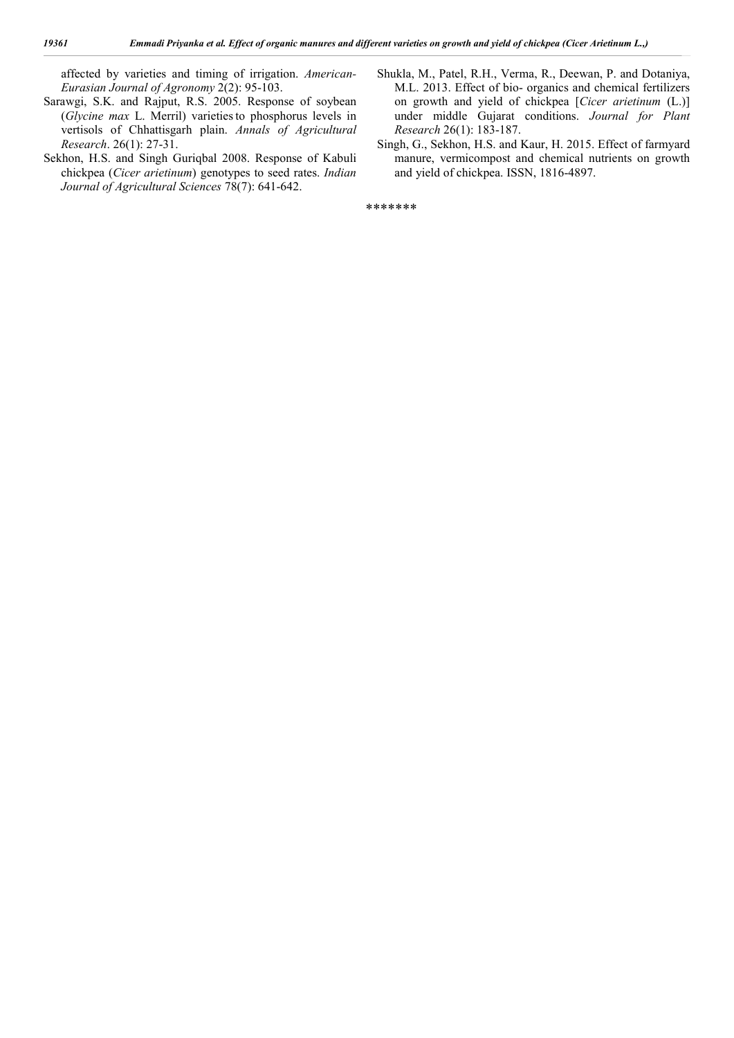affected by varieties and timing of irrigation. *American-Eurasian Journal of Agronomy* 2(2): 95-103.

Sarawgi, S.K. and Rajput, R.S. 2005. Response of soybean (*Glycine max* L. Merril) varieties to phosphorus levels in vertisols of Chhattisgarh plain. *Annals of Agricultural Research*. 26(1): 27-31.

Sekhon, H.S. and Singh Guriqbal 2008. Response of Kabuli chickpea (*Cicer arietinum*) genotypes to seed rates. *Indian Journal of Agricultural Sciences* 78(7): 641-642.

Shukla, M., Patel, R.H., Verma, R., Deewan, P. and Dotaniya, M.L. 2013. Effect of bio- organics and chemical fertilizers on growth and yield of chickpea [*Cicer arietinum* (L.)] under middle Gujarat conditions. *Journal for Plant Research* 26(1): 183-187.

Singh, G., Sekhon, H.S. and Kaur, H. 2015. Effect of farmyard manure, vermicompost and chemical nutrients on growth and yield of chickpea. ISSN, 1816-4897.

*******